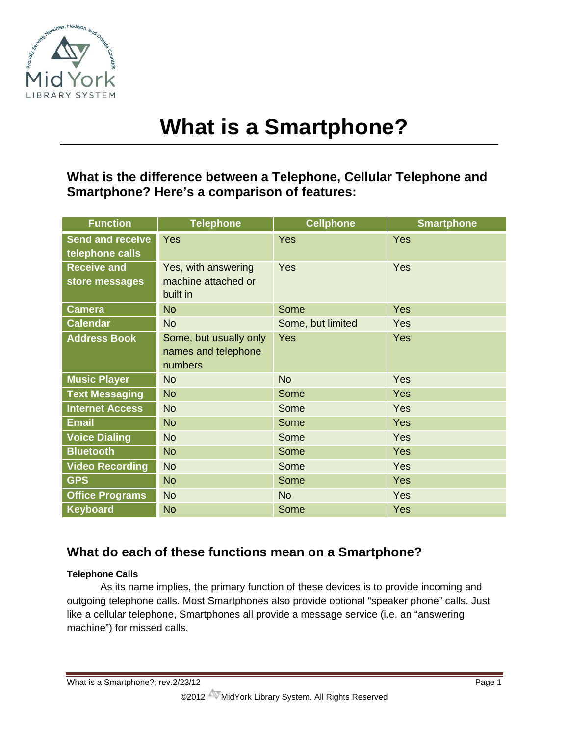# What is a Smartphone?

## What is the difference between a Telephone, Cellular Telephone and Smartphone? Here's a comparison of features:

| Function | Telephone | Cellphone | Smartphone |
|---|---|---|---|
| **Send and receive telephone calls** | Yes | Yes | Yes |
| **Receive and store messages** | Yes, with answering machine attached or built in | Yes | Yes |
| **Camera** | No | Some | Yes |
| **Calendar** | No | Some, but limited | Yes |
| **Address Book** | Some, but usually only names and telephone numbers | Yes | Yes |
| **Music Player** | No | No | Yes |
| **Text Messaging** | No | Some | Yes |
| **Internet Access** | No | Some | Yes |
| **Email** | No | Some | Yes |
| **Voice Dialing** | No | Some | Yes |
| **Bluetooth** | No | Some | Yes |
| **Video Recording** | No | Some | Yes |
| **GPS** | No | Some | Yes |
| **Office Programs** | No | No | Yes |
| **Keyboard** | No | Some | Yes |

## What do each of these functions mean on a Smartphone?

#### Telephone Calls

As its name implies, the primary function of these devices is to provide incoming and outgoing telephone calls. Most Smartphones also provide optional "speaker phone" calls. Just like a cellular telephone, Smartphones all provide a message service (i.e. an "answering machine") for missed calls.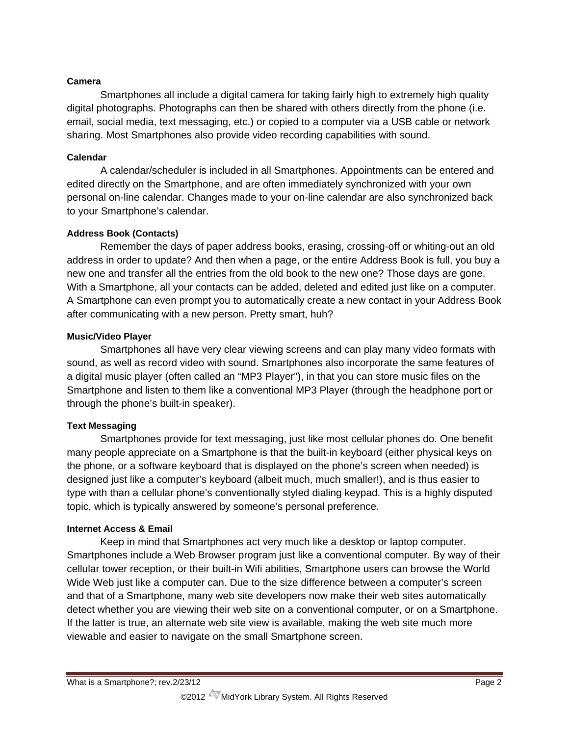**Camera**

Smartphones all include a digital camera for taking fairly high to extremely high quality digital photographs. Photographs can then be shared with others directly from the phone (i.e. email, social media, text messaging, etc.) or copied to a computer via a USB cable or network sharing. Most Smartphones also provide video recording capabilities with sound.

**Calendar**

A calendar/scheduler is included in all Smartphones. Appointments can be entered and edited directly on the Smartphone, and are often immediately synchronized with your own personal on-line calendar. Changes made to your on-line calendar are also synchronized back to your Smartphone's calendar.

**Address Book (Contacts)**

Remember the days of paper address books, erasing, crossing-off or whiting-out an old address in order to update? And then when a page, or the entire Address Book is full, you buy a new one and transfer all the entries from the old book to the new one? Those days are gone. With a Smartphone, all your contacts can be added, deleted and edited just like on a computer. A Smartphone can even prompt you to automatically create a new contact in your Address Book after communicating with a new person. Pretty smart, huh?

**Music/Video Player**

Smartphones all have very clear viewing screens and can play many video formats with sound, as well as record video with sound. Smartphones also incorporate the same features of a digital music player (often called an "MP3 Player"), in that you can store music files on the Smartphone and listen to them like a conventional MP3 Player (through the headphone port or through the phone's built-in speaker).

**Text Messaging**

Smartphones provide for text messaging, just like most cellular phones do. One benefit many people appreciate on a Smartphone is that the built-in keyboard (either physical keys on the phone, or a software keyboard that is displayed on the phone's screen when needed) is designed just like a computer's keyboard (albeit much, much smaller!), and is thus easier to type with than a cellular phone's conventionally styled dialing keypad. This is a highly disputed topic, which is typically answered by someone's personal preference.

**Internet Access & Email**

Keep in mind that Smartphones act very much like a desktop or laptop computer. Smartphones include a Web Browser program just like a conventional computer. By way of their cellular tower reception, or their built-in Wifi abilities, Smartphone users can browse the World Wide Web just like a computer can. Due to the size difference between a computer's screen and that of a Smartphone, many web site developers now make their web sites automatically detect whether you are viewing their web site on a conventional computer, or on a Smartphone. If the latter is true, an alternate web site view is available, making the web site much more viewable and easier to navigate on the small Smartphone screen.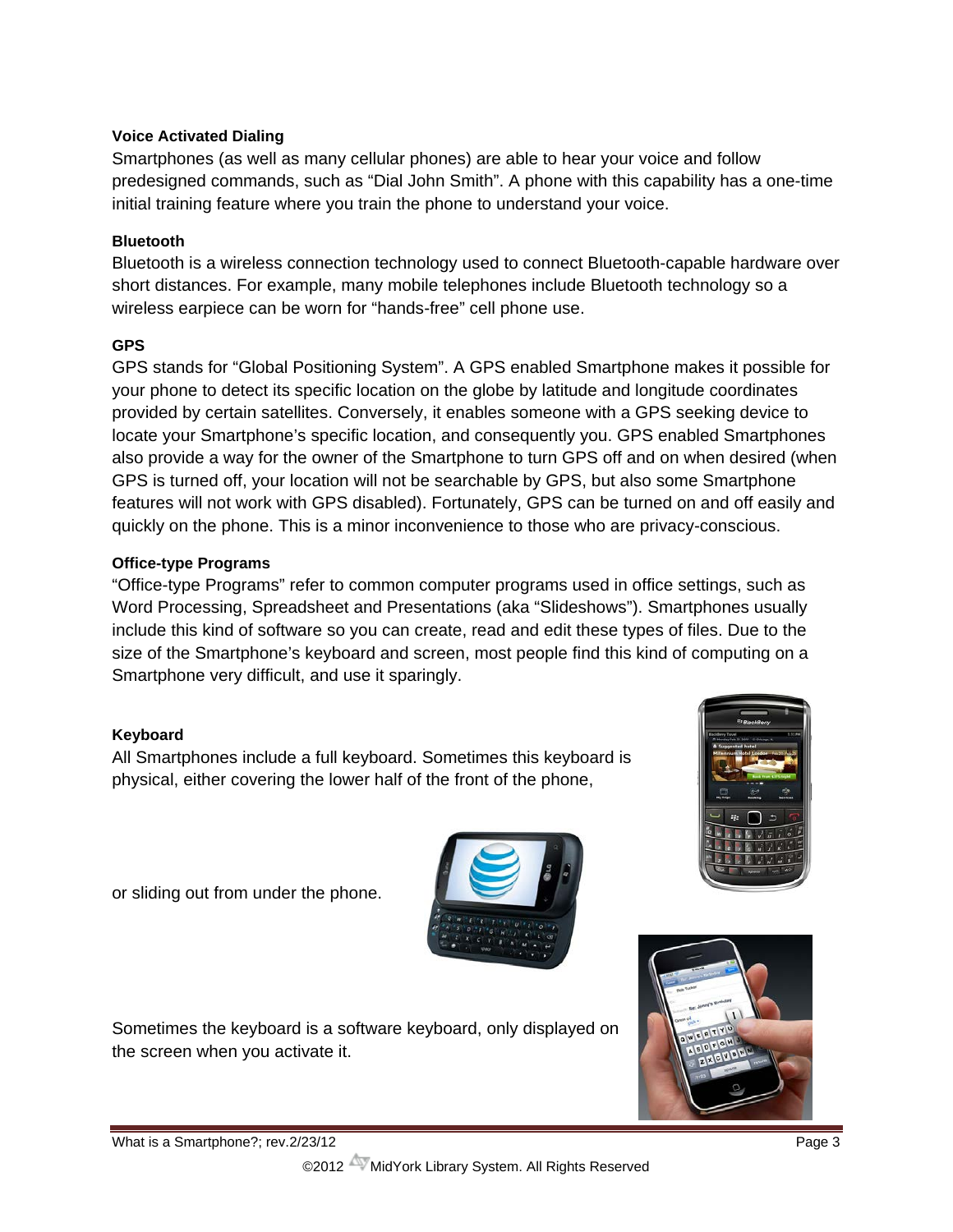**Voice Activated Dialing**

Smartphones (as well as many cellular phones) are able to hear your voice and follow predesigned commands, such as “Dial John Smith”. A phone with this capability has a one-time initial training feature where you train the phone to understand your voice.

**Bluetooth**

Bluetooth is a wireless connection technology used to connect Bluetooth-capable hardware over short distances. For example, many mobile telephones include Bluetooth technology so a wireless earpiece can be worn for “hands-free” cell phone use.

**GPS**

GPS stands for “Global Positioning System”. A GPS enabled Smartphone makes it possible for your phone to detect its specific location on the globe by latitude and longitude coordinates provided by certain satellites. Conversely, it enables someone with a GPS seeking device to locate your Smartphone’s specific location, and consequently you. GPS enabled Smartphones also provide a way for the owner of the Smartphone to turn GPS off and on when desired (when GPS is turned off, your location will not be searchable by GPS, but also some Smartphone features will not work with GPS disabled). Fortunately, GPS can be turned on and off easily and quickly on the phone. This is a minor inconvenience to those who are privacy-conscious.

**Office-type Programs**

“Office-type Programs” refer to common computer programs used in office settings, such as Word Processing, Spreadsheet and Presentations (aka “Slideshows”). Smartphones usually include this kind of software so you can create, read and edit these types of files. Due to the size of the Smartphone’s keyboard and screen, most people find this kind of computing on a Smartphone very difficult, and use it sparingly.

**Keyboard**

All Smartphones include a full keyboard. Sometimes this keyboard is physical, either covering the lower half of the front of the phone,

or sliding out from under the phone.

Sometimes the keyboard is a software keyboard, only displayed on the screen when you activate it.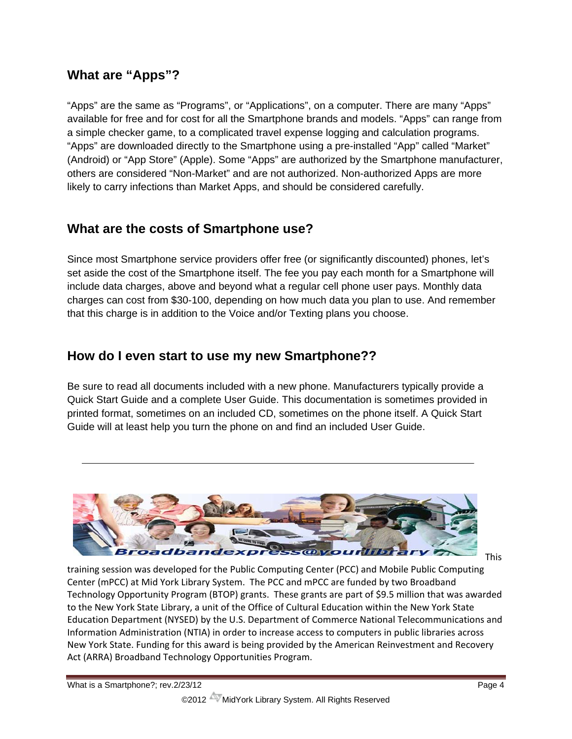## What are "Apps"?

"Apps" are the same as "Programs", or "Applications", on a computer. There are many "Apps" available for free and for cost for all the Smartphone brands and models. "Apps" can range from a simple checker game, to a complicated travel expense logging and calculation programs. "Apps" are downloaded directly to the Smartphone using a pre-installed "App" called "Market" (Android) or "App Store" (Apple). Some "Apps" are authorized by the Smartphone manufacturer, others are considered "Non-Market" and are not authorized. Non-authorized Apps are more likely to carry infections than Market Apps, and should be considered carefully.

## What are the costs of Smartphone use?

Since most Smartphone service providers offer free (or significantly discounted) phones, let's set aside the cost of the Smartphone itself. The fee you pay each month for a Smartphone will include data charges, above and beyond what a regular cell phone user pays. Monthly data charges can cost from $30-100, depending on how much data you plan to use. And remember that this charge is in addition to the Voice and/or Texting plans you choose.

## How do I even start to use my new Smartphone??

Be sure to read all documents included with a new phone. Manufacturers typically provide a Quick Start Guide and a complete User Guide. This documentation is sometimes provided in printed format, sometimes on an included CD, sometimes on the phone itself. A Quick Start Guide will at least help you turn the phone on and find an included User Guide.

---

Broadbandexpress@yourlibrary

This training session was developed for the Public Computing Center (PCC) and Mobile Public Computing Center (mPCC) at Mid York Library System. The PCC and mPCC are funded by two Broadband Technology Opportunity Program (BTOP) grants. These grants are part of $9.5 million that was awarded to the New York State Library, a unit of the Office of Cultural Education within the New York State Education Department (NYSED) by the U.S. Department of Commerce National Telecommunications and Information Administration (NTIA) in order to increase access to computers in public libraries across New York State. Funding for this award is being provided by the American Reinvestment and Recovery Act (ARRA) Broadband Technology Opportunities Program.

©2012 MidYork Library System. All Rights Reserved